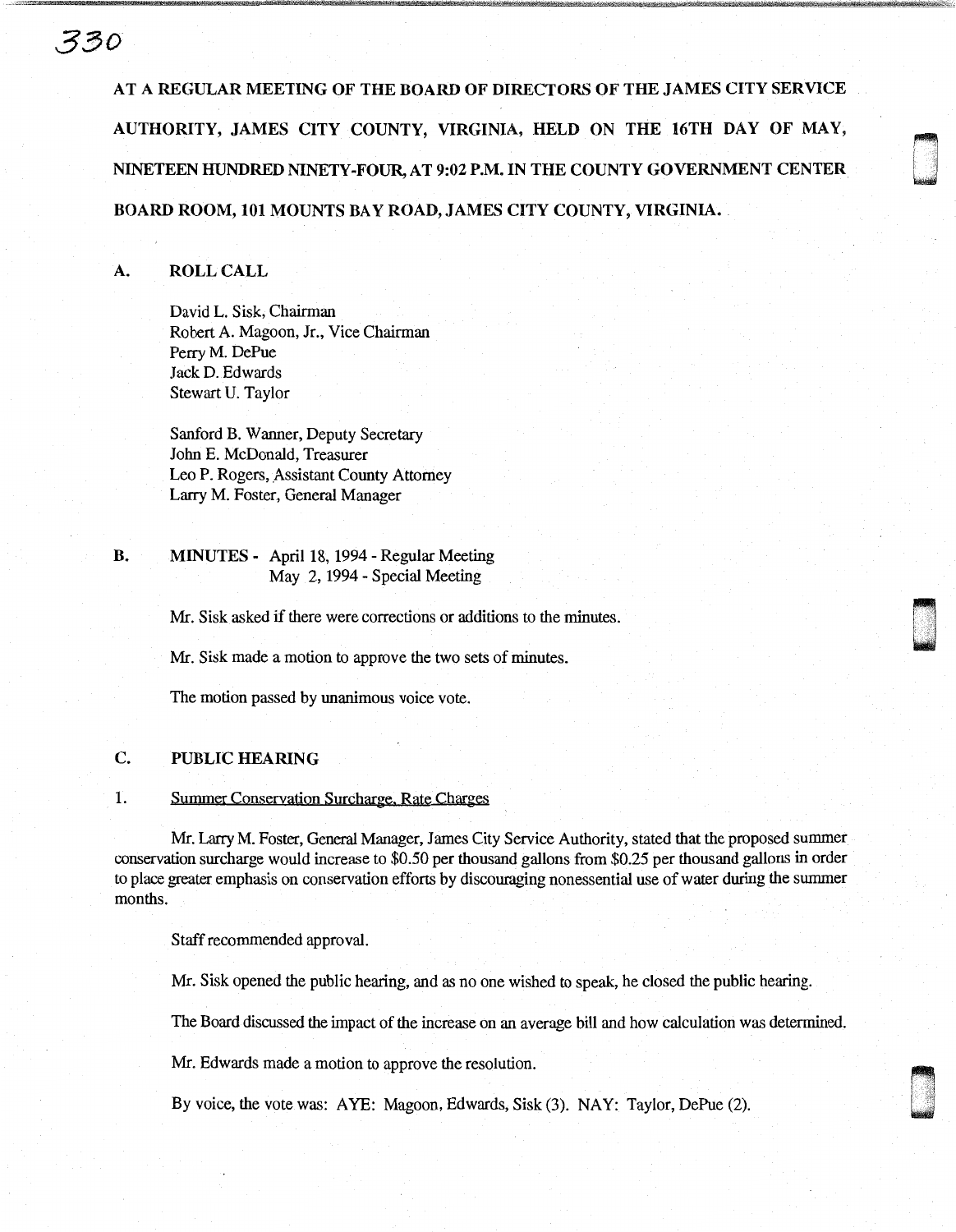AT A REGULAR MEETING OF THE BOARD OF DIRECTORS OF THE JAMES CITY SERVICE AUTHORITY, JAMES CITY COUNTY, VIRGINIA, HELD ON THE 16TH DAY OF MAY, NINETEEN HUNDRED NINETY-FOUR, AT 9:02 P.M. IN THE COUNTY GOVERNMENT CENTER BOARD ROOM, 101 MOUNTS BAY ROAD, JAMES CITY COUNTY, VIRGINIA.

## A. ROLL CALL

David L. Sisk, Chairman
Robert A. Magoon, Jr., Vice Chairman
Perry M. DePue
Jack D. Edwards
Stewart U. Taylor

Sanford B. Wanner, Deputy Secretary
John E. McDonald, Treasurer
Leo P. Rogers, Assistant County Attorney
Larry M. Foster, General Manager

## B. MINUTES - April 18, 1994 - Regular Meeting
May 2, 1994 - Special Meeting

Mr. Sisk asked if there were corrections or additions to the minutes.

Mr. Sisk made a motion to approve the two sets of minutes.

The motion passed by unanimous voice vote.

## C. PUBLIC HEARING

1. Summer Conservation Surcharge, Rate Charges

Mr. Larry M. Foster, General Manager, James City Service Authority, stated that the proposed summer conservation surcharge would increase to $0.50 per thousand gallons from $0.25 per thousand gallons in order to place greater emphasis on conservation efforts by discouraging nonessential use of water during the summer months.

Staff recommended approval.

Mr. Sisk opened the public hearing, and as no one wished to speak, he closed the public hearing.

The Board discussed the impact of the increase on an average bill and how calculation was determined.

Mr. Edwards made a motion to approve the resolution.

By voice, the vote was: AYE: Magoon, Edwards, Sisk (3). NAY: Taylor, DePue (2).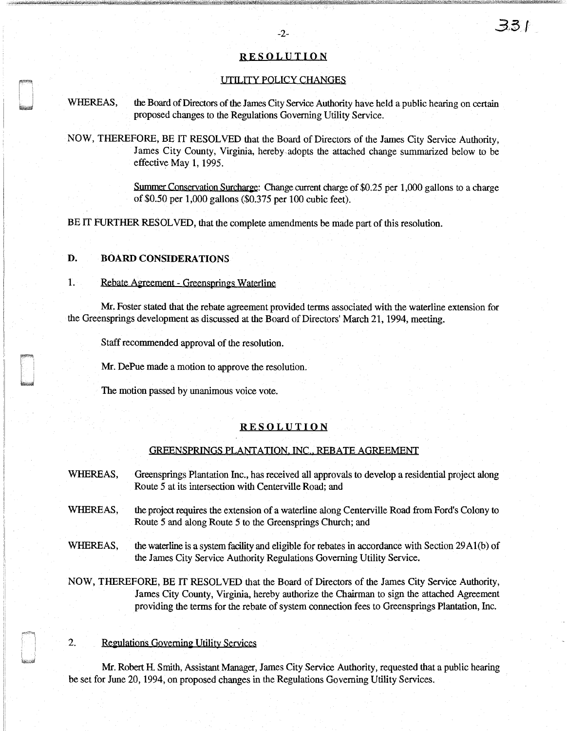## RESOLUTION

### UTILITY POLICY CHANGES

WHEREAS, the Board of Directors of the James City Service Authority have held a public hearing on certain proposed changes to the Regulations Governing Utility Service.

NOW, THEREFORE, BE IT RESOLVED that the Board of Directors of the James City Service Authority, James City County, Virginia, hereby adopts the attached change summarized below to be effective May 1, 1995.

Summer Conservation Surcharge: Change current charge of $0.25 per 1,000 gallons to a charge of $0.50 per 1,000 gallons ($0.375 per 100 cubic feet).

BE IT FURTHER RESOLVED, that the complete amendments be made part of this resolution.

## D. BOARD CONSIDERATIONS

### 1. Rebate Agreement - Greensprings Waterline

Mr. Foster stated that the rebate agreement provided terms associated with the waterline extension for the Greensprings development as discussed at the Board of Directors' March 21, 1994, meeting.

Staff recommended approval of the resolution.

Mr. DePue made a motion to approve the resolution.

The motion passed by unanimous voice vote.

## RESOLUTION

### GREENSPRINGS PLANTATION, INC., REBATE AGREEMENT

WHEREAS, Greensprings Plantation Inc., has received all approvals to develop a residential project along Route 5 at its intersection with Centerville Road; and

WHEREAS, the project requires the extension of a waterline along Centerville Road from Ford's Colony to Route 5 and along Route 5 to the Greensprings Church; and

WHEREAS, the waterline is a system facility and eligible for rebates in accordance with Section 29A1(b) of the James City Service Authority Regulations Governing Utility Service.

NOW, THEREFORE, BE IT RESOLVED that the Board of Directors of the James City Service Authority, James City County, Virginia, hereby authorize the Chairman to sign the attached Agreement providing the terms for the rebate of system connection fees to Greensprings Plantation, Inc.

### 2. Regulations Governing Utility Services

Mr. Robert H. Smith, Assistant Manager, James City Service Authority, requested that a public hearing be set for June 20, 1994, on proposed changes in the Regulations Governing Utility Services.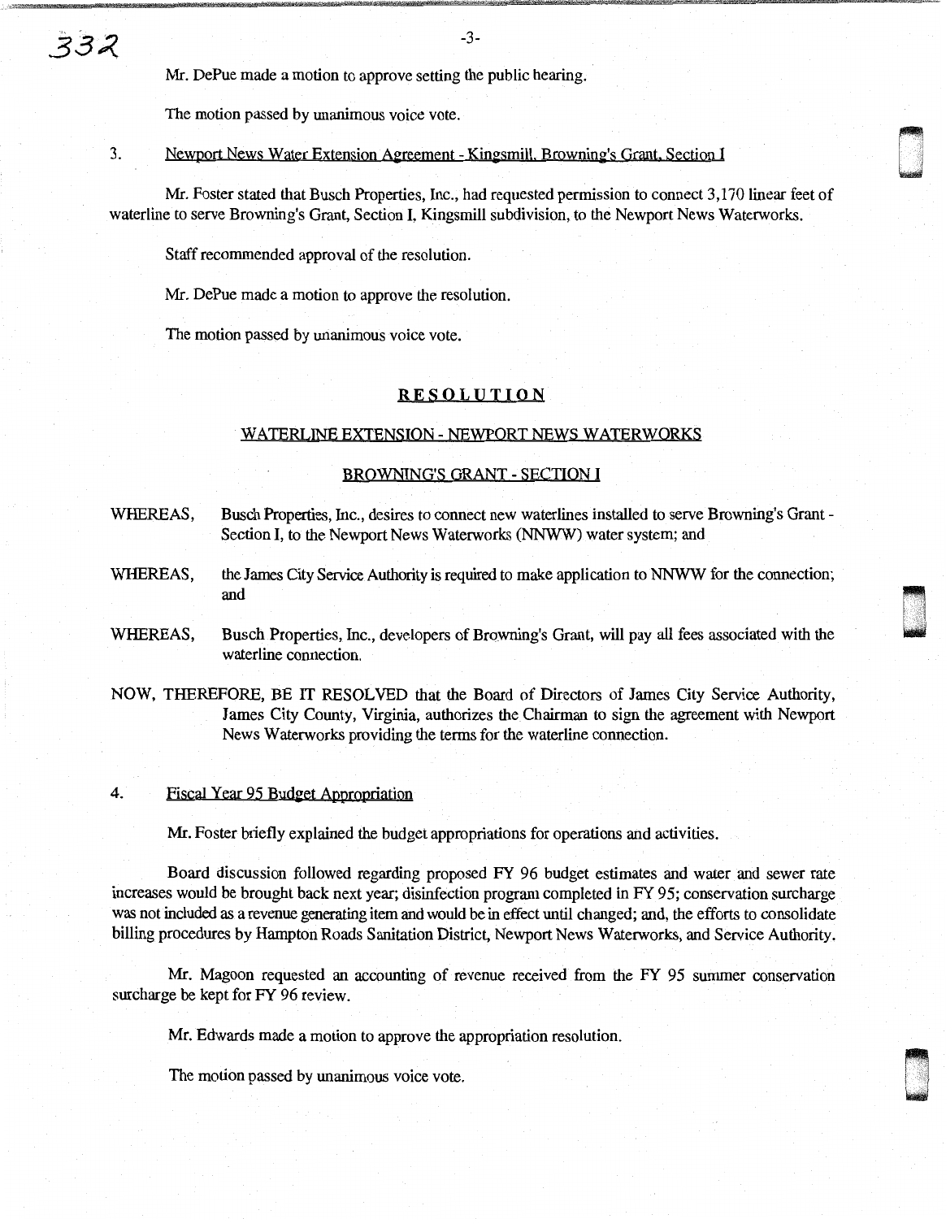Mr. DePue made a motion to approve setting the public hearing.

The motion passed by unanimous voice vote.

3. Newport News Water Extension Agreement - Kingsmill, Browning's Grant, Section I

Mr. Foster stated that Busch Properties, Inc., had requested permission to connect 3,170 linear feet of waterline to serve Browning's Grant, Section I, Kingsmill subdivision, to the Newport News Waterworks.

Staff recommended approval of the resolution.

Mr. DePue made a motion to approve the resolution.

The motion passed by unanimous voice vote.

**RESOLUTION**

WATERLINE EXTENSION - NEWPORT NEWS WATERWORKS

BROWNING'S GRANT - SECTION I

WHEREAS, Busch Properties, Inc., desires to connect new waterlines installed to serve Browning's Grant - Section I, to the Newport News Waterworks (NNWW) water system; and

WHEREAS, the James City Service Authority is required to make application to NNWW for the connection; and

WHEREAS, Busch Properties, Inc., developers of Browning's Grant, will pay all fees associated with the waterline connection.

NOW, THEREFORE, BE IT RESOLVED that the Board of Directors of James City Service Authority, James City County, Virginia, authorizes the Chairman to sign the agreement with Newport News Waterworks providing the terms for the waterline connection.

4. Fiscal Year 95 Budget Appropriation

Mr. Foster briefly explained the budget appropriations for operations and activities.

Board discussion followed regarding proposed FY 96 budget estimates and water and sewer rate increases would be brought back next year; disinfection program completed in FY 95; conservation surcharge was not included as a revenue generating item and would be in effect until changed; and, the efforts to consolidate billing procedures by Hampton Roads Sanitation District, Newport News Waterworks, and Service Authority.

Mr. Magoon requested an accounting of revenue received from the FY 95 summer conservation surcharge be kept for FY 96 review.

Mr. Edwards made a motion to approve the appropriation resolution.

The motion passed by unanimous voice vote.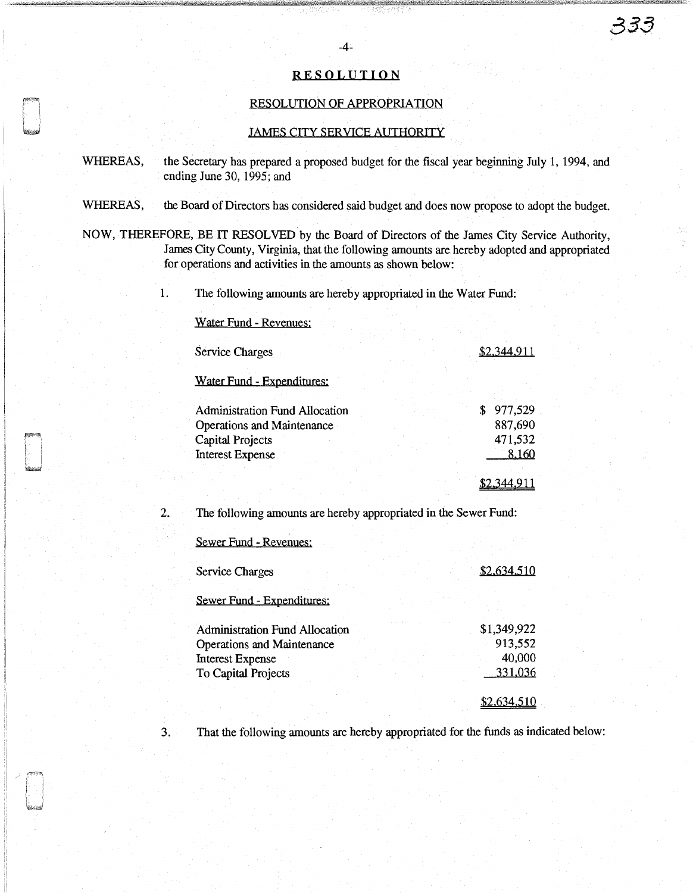## RESOLUTION

### RESOLUTION OF APPROPRIATION

### JAMES CITY SERVICE AUTHORITY

WHEREAS, the Secretary has prepared a proposed budget for the fiscal year beginning July 1, 1994, and ending June 30, 1995; and

WHEREAS, the Board of Directors has considered said budget and does now propose to adopt the budget.

NOW, THEREFORE, BE IT RESOLVED by the Board of Directors of the James City Service Authority, James City County, Virginia, that the following amounts are hereby adopted and appropriated for operations and activities in the amounts as shown below:

1. The following amounts are hereby appropriated in the Water Fund:

Water Fund - Revenues:

| | |
|---|---|
| Service Charges | $2,344,911 |

Water Fund - Expenditures:

| | |
|---|---|
| Administration Fund Allocation | $ 977,529 |
| Operations and Maintenance | 887,690 |
| Capital Projects | 471,532 |
| Interest Expense | 8,160 |
| | $2,344,911 |

2. The following amounts are hereby appropriated in the Sewer Fund:

Sewer Fund - Revenues:

| | |
|---|---|
| Service Charges | $2,634,510 |

Sewer Fund - Expenditures:

| | |
|---|---|
| Administration Fund Allocation | $1,349,922 |
| Operations and Maintenance | 913,552 |
| Interest Expense | 40,000 |
| To Capital Projects | 331,036 |
| | $2,634,510 |

3. That the following amounts are hereby appropriated for the funds as indicated below: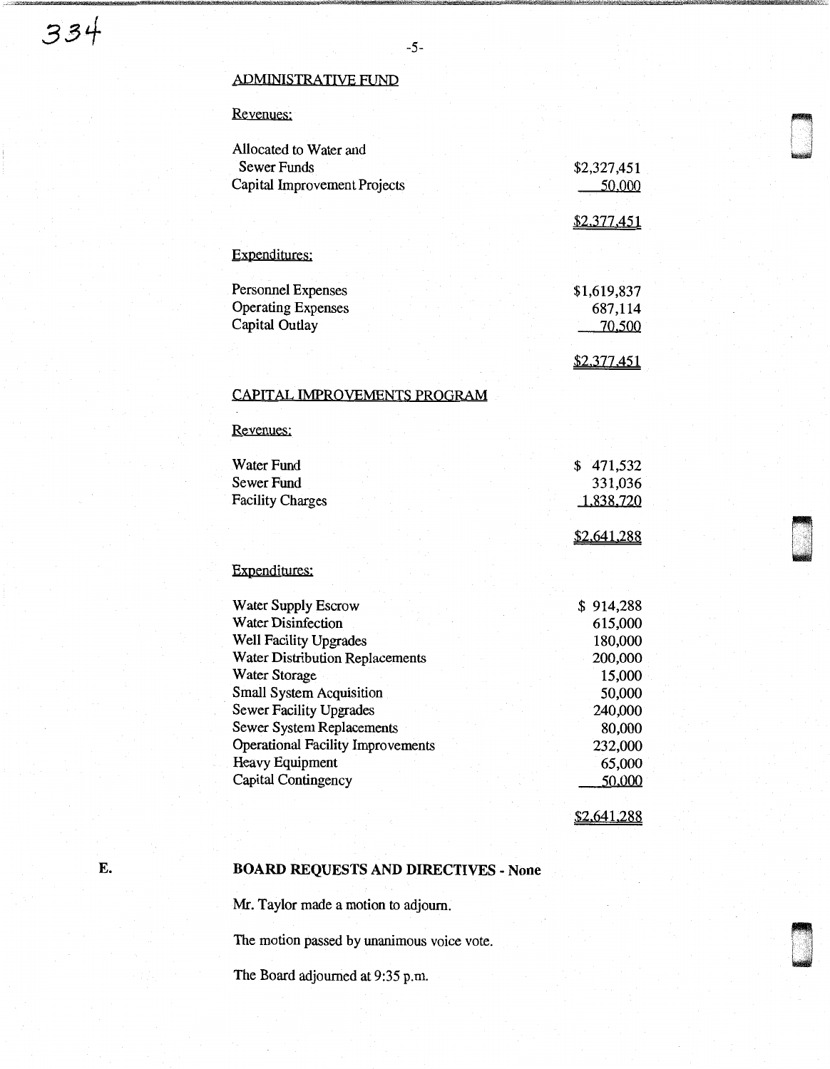## ADMINISTRATIVE FUND

Revenues:

| | |
|---|---|
| Allocated to Water and Sewer Funds | $2,327,451 |
| Capital Improvement Projects | 50,000 |
| | $2,377,451 |

Expenditures:

| | |
|---|---|
| Personnel Expenses | $1,619,837 |
| Operating Expenses | 687,114 |
| Capital Outlay | 70,500 |
| | $2,377,451 |

## CAPITAL IMPROVEMENTS PROGRAM

Revenues:

| | |
|---|---|
| Water Fund | $ 471,532 |
| Sewer Fund | 331,036 |
| Facility Charges | 1,838,720 |
| | $2,641,288 |

Expenditures:

| | |
|---|---|
| Water Supply Escrow | $ 914,288 |
| Water Disinfection | 615,000 |
| Well Facility Upgrades | 180,000 |
| Water Distribution Replacements | 200,000 |
| Water Storage | 15,000 |
| Small System Acquisition | 50,000 |
| Sewer Facility Upgrades | 240,000 |
| Sewer System Replacements | 80,000 |
| Operational Facility Improvements | 232,000 |
| Heavy Equipment | 65,000 |
| Capital Contingency | 50,000 |
| | $2,641,288 |

E. **BOARD REQUESTS AND DIRECTIVES - None**

Mr. Taylor made a motion to adjourn.

The motion passed by unanimous voice vote.

The Board adjourned at 9:35 p.m.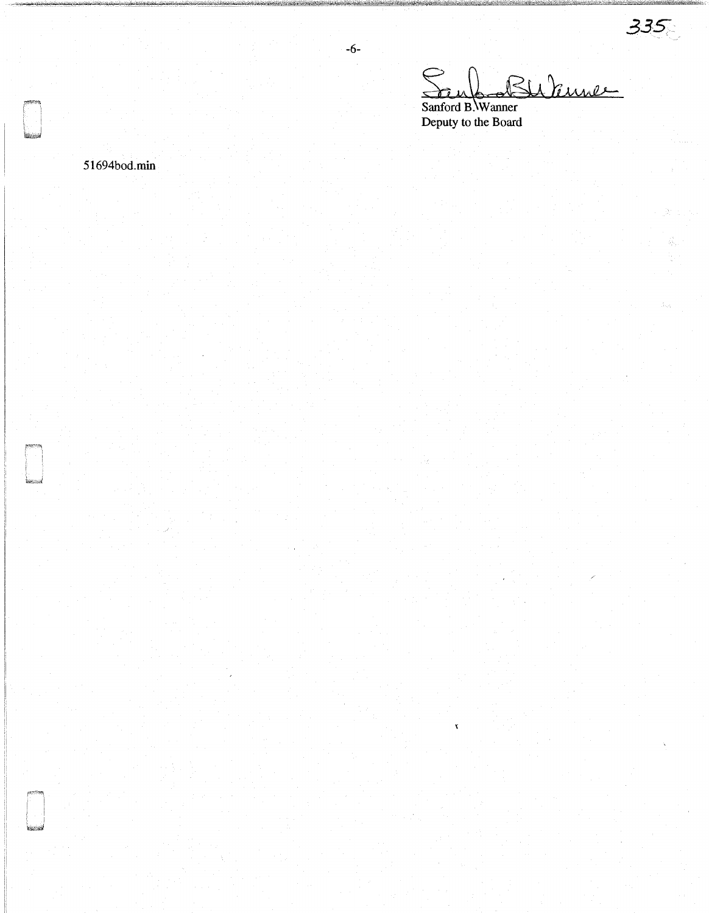Sanford B. Wanner
Deputy to the Board

51694bod.min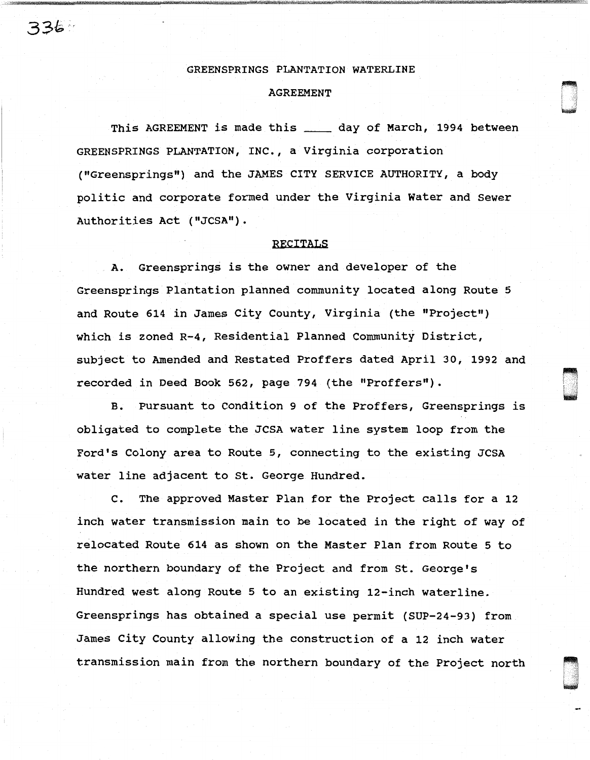# GREENSPRINGS PLANTATION WATERLINE

## AGREEMENT

This AGREEMENT is made this ____ day of March, 1994 between GREENSPRINGS PLANTATION, INC., a Virginia corporation ("Greensprings") and the JAMES CITY SERVICE AUTHORITY, a body politic and corporate formed under the Virginia Water and Sewer Authorities Act ("JCSA").

## RECITALS

A. Greensprings is the owner and developer of the Greensprings Plantation planned community located along Route 5 and Route 614 in James City County, Virginia (the "Project") which is zoned R-4, Residential Planned Community District, subject to Amended and Restated Proffers dated April 30, 1992 and recorded in Deed Book 562, page 794 (the "Proffers").

B. Pursuant to Condition 9 of the Proffers, Greensprings is obligated to complete the JCSA water line system loop from the Ford's Colony area to Route 5, connecting to the existing JCSA water line adjacent to St. George Hundred.

C. The approved Master Plan for the Project calls for a 12 inch water transmission main to be located in the right of way of relocated Route 614 as shown on the Master Plan from Route 5 to the northern boundary of the Project and from St. George's Hundred west along Route 5 to an existing 12-inch waterline. Greensprings has obtained a special use permit (SUP-24-93) from James City County allowing the construction of a 12 inch water transmission main from the northern boundary of the Project north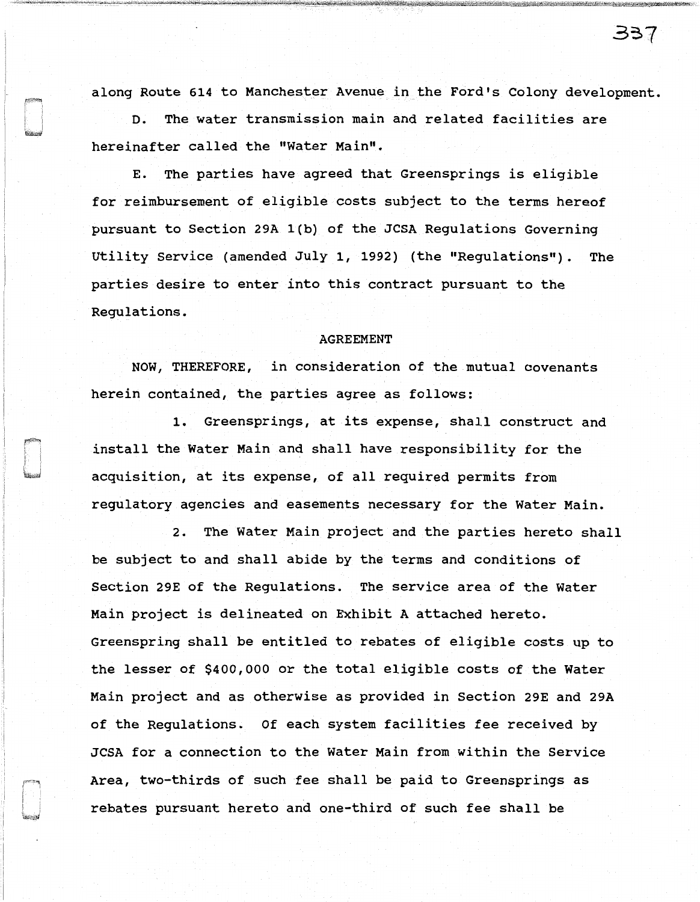along Route 614 to Manchester Avenue in the Ford's Colony development.

D. The water transmission main and related facilities are hereinafter called the "Water Main".

E. The parties have agreed that Greensprings is eligible for reimbursement of eligible costs subject to the terms hereof pursuant to Section 29A 1(b) of the JCSA Regulations Governing Utility Service (amended July 1, 1992) (the "Regulations"). The parties desire to enter into this contract pursuant to the Regulations.

AGREEMENT

NOW, THEREFORE, in consideration of the mutual covenants herein contained, the parties agree as follows:

1. Greensprings, at its expense, shall construct and install the Water Main and shall have responsibility for the acquisition, at its expense, of all required permits from regulatory agencies and easements necessary for the Water Main.

2. The Water Main project and the parties hereto shall be subject to and shall abide by the terms and conditions of Section 29E of the Regulations. The service area of the Water Main project is delineated on Exhibit A attached hereto. Greenspring shall be entitled to rebates of eligible costs up to the lesser of $400,000 or the total eligible costs of the Water Main project and as otherwise as provided in Section 29E and 29A of the Regulations. Of each system facilities fee received by JCSA for a connection to the Water Main from within the Service Area, two-thirds of such fee shall be paid to Greensprings as rebates pursuant hereto and one-third of such fee shall be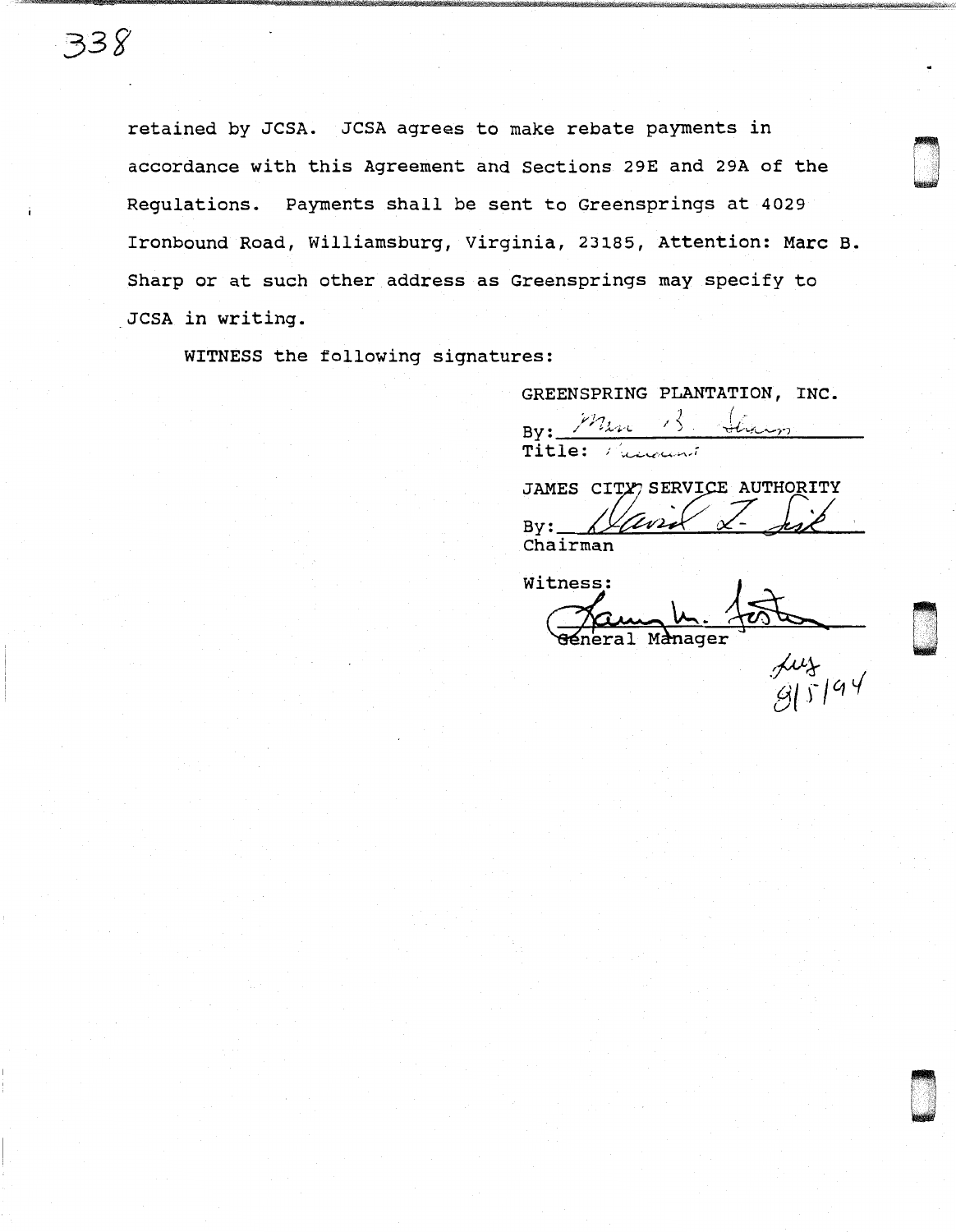retained by JCSA. JCSA agrees to make rebate payments in accordance with this Agreement and Sections 29E and 29A of the Regulations. Payments shall be sent to Greensprings at 4029 Ironbound Road, Williamsburg, Virginia, 23185, Attention: Marc B. Sharp or at such other address as Greensprings may specify to JCSA in writing.

WITNESS the following signatures:

GREENSPRING PLANTATION, INC.

By: Marc B. Sharp

Title: President

JAMES CITY SERVICE AUTHORITY

By: David L. Sisk

Chairman

Witness:

Larry M. Foster

General Manager

8/5/94